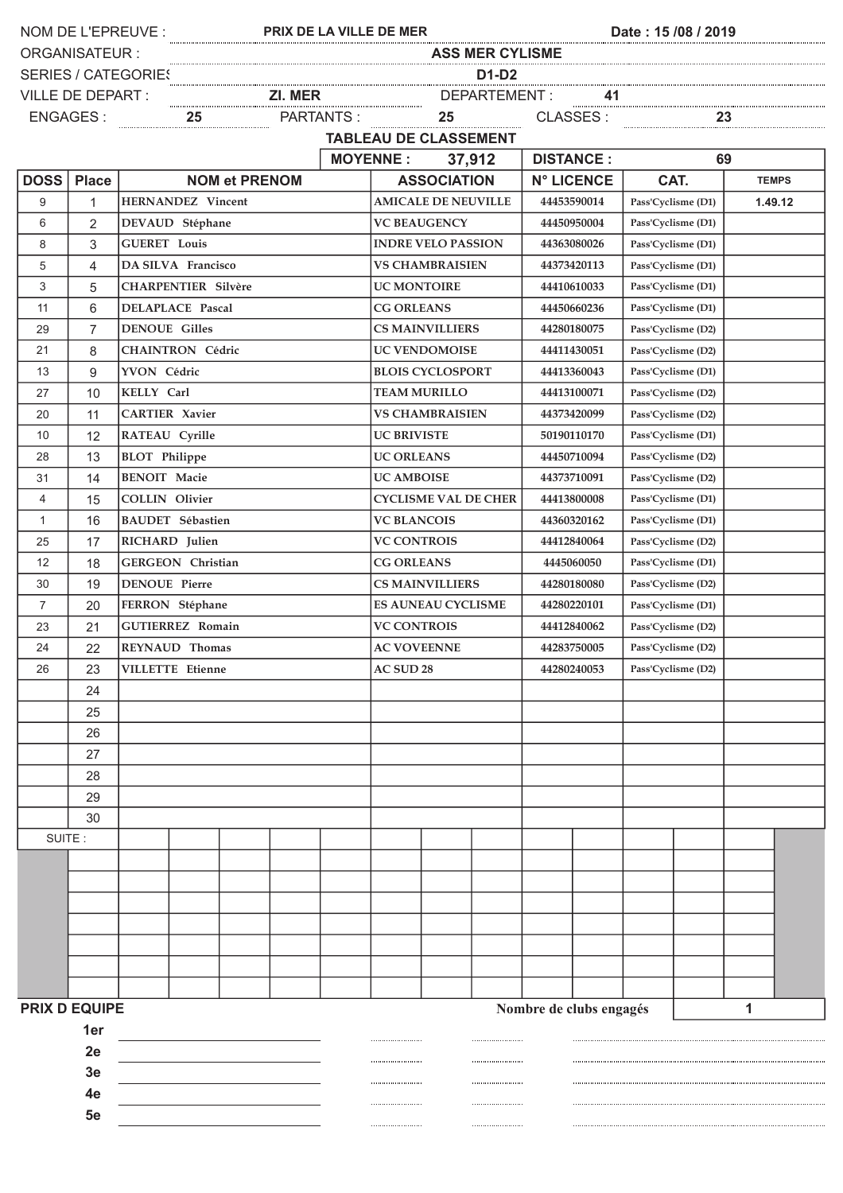NOM DE L'EPREUVE : **PRIX DE LA VILLE DE MER** Date : 15 /08 / 2019

ORGANISATEUR : **ASS MER CYLISME**

SERIES / CATEGORIES **D1-D2**

VILLE DE DEPART : **ZI. MER** DEPARTEMENT : **41**

ENGAGES : **25** PARTANTS : **25** CLASSES : **23**

## TABLEAU DE CLASSEMENT

MOYENNE : **37,912** DISTANCE : **69**

| DOSS | Place | NOM et PRENOM | ASSOCIATION | N° LICENCE | CAT. | TEMPS |
|---|---|---|---|---|---|---|
| 9 | 1 | HERNANDEZ Vincent | AMICALE DE NEUVILLE | 44453590014 | Pass'Cyclisme (D1) | 1.49.12 |
| 6 | 2 | DEVAUD Stéphane | VC BEAUGENCY | 44450950004 | Pass'Cyclisme (D1) | |
| 8 | 3 | GUERET Louis | INDRE VELO PASSION | 44363080026 | Pass'Cyclisme (D1) | |
| 5 | 4 | DA SILVA Francisco | VS CHAMBRAISIEN | 44373420113 | Pass'Cyclisme (D1) | |
| 3 | 5 | CHARPENTIER Silvère | UC MONTOIRE | 44410610033 | Pass'Cyclisme (D1) | |
| 11 | 6 | DELAPLACE Pascal | CG ORLEANS | 44450660236 | Pass'Cyclisme (D1) | |
| 29 | 7 | DENOUE Gilles | CS MAINVILLIERS | 44280180075 | Pass'Cyclisme (D2) | |
| 21 | 8 | CHAINTRON Cédric | UC VENDOMOISE | 44411430051 | Pass'Cyclisme (D2) | |
| 13 | 9 | YVON Cédric | BLOIS CYCLOSPORT | 44413360043 | Pass'Cyclisme (D1) | |
| 27 | 10 | KELLY Carl | TEAM MURILLO | 44413100071 | Pass'Cyclisme (D2) | |
| 20 | 11 | CARTIER Xavier | VS CHAMBRAISIEN | 44373420099 | Pass'Cyclisme (D2) | |
| 10 | 12 | RATEAU Cyrille | UC BRIVISTE | 50190110170 | Pass'Cyclisme (D1) | |
| 28 | 13 | BLOT Philippe | UC ORLEANS | 44450710094 | Pass'Cyclisme (D2) | |
| 31 | 14 | BENOIT Macie | UC AMBOISE | 44373710091 | Pass'Cyclisme (D2) | |
| 4 | 15 | COLLIN Olivier | CYCLISME VAL DE CHER | 44413800008 | Pass'Cyclisme (D1) | |
| 1 | 16 | BAUDET Sébastien | VC BLANCOIS | 44360320162 | Pass'Cyclisme (D1) | |
| 25 | 17 | RICHARD Julien | VC CONTROIS | 44412840064 | Pass'Cyclisme (D2) | |
| 12 | 18 | GERGEON Christian | CG ORLEANS | 4445060050 | Pass'Cyclisme (D1) | |
| 30 | 19 | DENOUE Pierre | CS MAINVILLIERS | 44280180080 | Pass'Cyclisme (D2) | |
| 7 | 20 | FERRON Stéphane | ES AUNEAU CYCLISME | 44280220101 | Pass'Cyclisme (D1) | |
| 23 | 21 | GUTIERREZ Romain | VC CONTROIS | 44412840062 | Pass'Cyclisme (D2) | |
| 24 | 22 | REYNAUD Thomas | AC VOVEENNE | 44283750005 | Pass'Cyclisme (D2) | |
| 26 | 23 | VILLETTE Etienne | AC SUD 28 | 44280240053 | Pass'Cyclisme (D2) | |
| | 24 | | | | | |
| | 25 | | | | | |
| | 26 | | | | | |
| | 27 | | | | | |
| | 28 | | | | | |
| | 29 | | | | | |
| | 30 | | | | | |

SUITE :

**PRIX D EQUIPE** Nombre de clubs engagés **1**

1er

2e

3e

4e

5e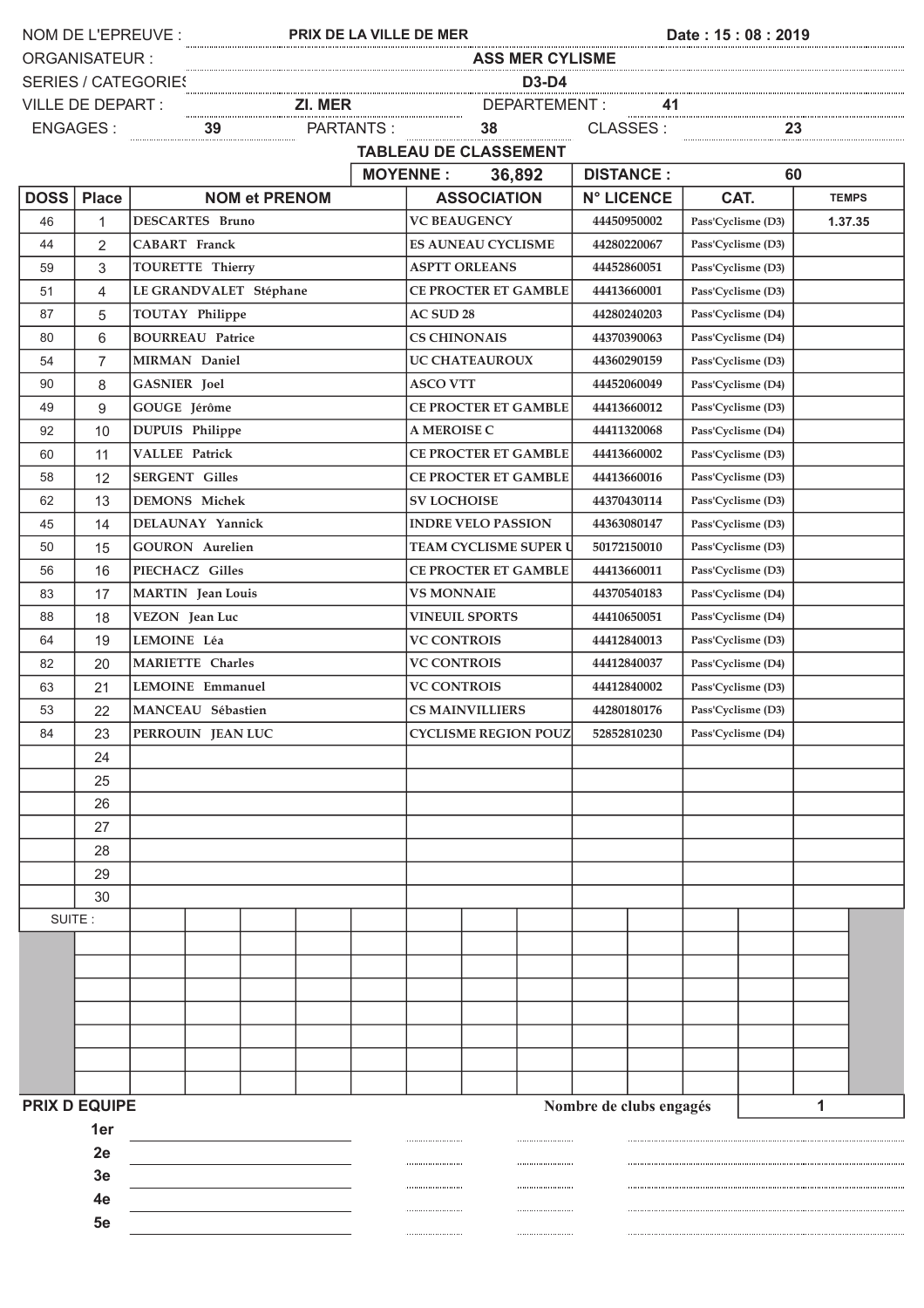NOM DE L'EPREUVE : **PRIX DE LA VILLE DE MER** Date : 15 : 08 : 2019

ORGANISATEUR : **ASS MER CYLISME**

SERIES / CATEGORIES **D3-D4**

VILLE DE DEPART : **ZI. MER** DEPARTEMENT : **41**

ENGAGES : **39** PARTANTS : **38** CLASSES : **23**

## TABLEAU DE CLASSEMENT

MOYENNE : **36,892** DISTANCE : **60**

| DOSS | Place | NOM et PRENOM | ASSOCIATION | N° LICENCE | CAT. | TEMPS |
|---|---|---|---|---|---|---|
| 46 | 1 | DESCARTES Bruno | VC BEAUGENCY | 44450950002 | Pass'Cyclisme (D3) | 1.37.35 |
| 44 | 2 | CABART Franck | ES AUNEAU CYCLISME | 44280220067 | Pass'Cyclisme (D3) | |
| 59 | 3 | TOURETTE Thierry | ASPTT ORLEANS | 44452860051 | Pass'Cyclisme (D3) | |
| 51 | 4 | LE GRANDVALET Stéphane | CE PROCTER ET GAMBLE | 44413660001 | Pass'Cyclisme (D3) | |
| 87 | 5 | TOUTAY Philippe | AC SUD 28 | 44280240203 | Pass'Cyclisme (D4) | |
| 80 | 6 | BOURREAU Patrice | CS CHINONAIS | 44370390063 | Pass'Cyclisme (D4) | |
| 54 | 7 | MIRMAN Daniel | UC CHATEAUROUX | 44360290159 | Pass'Cyclisme (D3) | |
| 90 | 8 | GASNIER Joel | ASCO VTT | 44452060049 | Pass'Cyclisme (D4) | |
| 49 | 9 | GOUGE Jérôme | CE PROCTER ET GAMBLE | 44413660012 | Pass'Cyclisme (D3) | |
| 92 | 10 | DUPUIS Philippe | A MEROISE C | 44411320068 | Pass'Cyclisme (D4) | |
| 60 | 11 | VALLEE Patrick | CE PROCTER ET GAMBLE | 44413660002 | Pass'Cyclisme (D3) | |
| 58 | 12 | SERGENT Gilles | CE PROCTER ET GAMBLE | 44413660016 | Pass'Cyclisme (D3) | |
| 62 | 13 | DEMONS Michek | SV LOCHOISE | 44370430114 | Pass'Cyclisme (D3) | |
| 45 | 14 | DELAUNAY Yannick | INDRE VELO PASSION | 44363080147 | Pass'Cyclisme (D3) | |
| 50 | 15 | GOURON Aurelien | TEAM CYCLISME SUPER U | 50172150010 | Pass'Cyclisme (D3) | |
| 56 | 16 | PIECHACZ Gilles | CE PROCTER ET GAMBLE | 44413660011 | Pass'Cyclisme (D3) | |
| 83 | 17 | MARTIN Jean Louis | VS MONNAIE | 44370540183 | Pass'Cyclisme (D4) | |
| 88 | 18 | VEZON Jean Luc | VINEUIL SPORTS | 44410650051 | Pass'Cyclisme (D4) | |
| 64 | 19 | LEMOINE Léa | VC CONTROIS | 44412840013 | Pass'Cyclisme (D3) | |
| 82 | 20 | MARIETTE Charles | VC CONTROIS | 44412840037 | Pass'Cyclisme (D4) | |
| 63 | 21 | LEMOINE Emmanuel | VC CONTROIS | 44412840002 | Pass'Cyclisme (D3) | |
| 53 | 22 | MANCEAU Sébastien | CS MAINVILLIERS | 44280180176 | Pass'Cyclisme (D3) | |
| 84 | 23 | PERROUIN JEAN LUC | CYCLISME REGION POUZ | 52852810230 | Pass'Cyclisme (D4) | |
| | 24 | | | | | |
| | 25 | | | | | |
| | 26 | | | | | |
| | 27 | | | | | |
| | 28 | | | | | |
| | 29 | | | | | |
| | 30 | | | | | |

SUITE :

**PRIX D EQUIPE** Nombre de clubs engagés **1**

1er

2e

3e

4e

5e